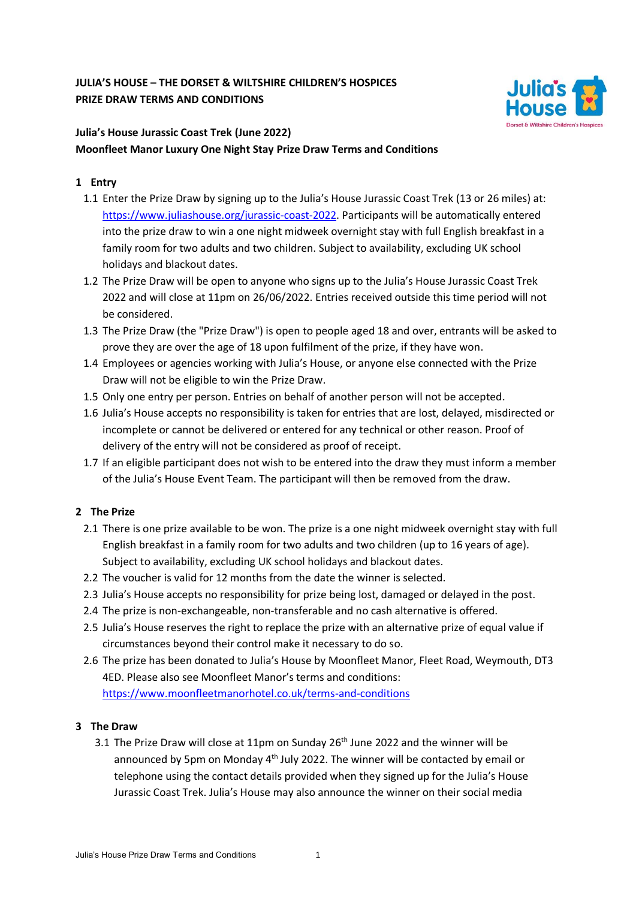**JULIA'S HOUSE – THE DORSET & WILTSHIRE CHILDREN'S HOSPICES**
**PRIZE DRAW TERMS AND CONDITIONS**

**Julia's House Jurassic Coast Trek (June 2022)**
**Moonfleet Manor Luxury One Night Stay Prize Draw Terms and Conditions**

## 1 Entry

1.1 Enter the Prize Draw by signing up to the Julia's House Jurassic Coast Trek (13 or 26 miles) at: https://www.juliashouse.org/jurassic-coast-2022. Participants will be automatically entered into the prize draw to win a one night midweek overnight stay with full English breakfast in a family room for two adults and two children. Subject to availability, excluding UK school holidays and blackout dates.

1.2 The Prize Draw will be open to anyone who signs up to the Julia's House Jurassic Coast Trek 2022 and will close at 11pm on 26/06/2022. Entries received outside this time period will not be considered.

1.3 The Prize Draw (the "Prize Draw") is open to people aged 18 and over, entrants will be asked to prove they are over the age of 18 upon fulfilment of the prize, if they have won.

1.4 Employees or agencies working with Julia's House, or anyone else connected with the Prize Draw will not be eligible to win the Prize Draw.

1.5 Only one entry per person. Entries on behalf of another person will not be accepted.

1.6 Julia's House accepts no responsibility is taken for entries that are lost, delayed, misdirected or incomplete or cannot be delivered or entered for any technical or other reason. Proof of delivery of the entry will not be considered as proof of receipt.

1.7 If an eligible participant does not wish to be entered into the draw they must inform a member of the Julia's House Event Team. The participant will then be removed from the draw.

## 2 The Prize

2.1 There is one prize available to be won. The prize is a one night midweek overnight stay with full English breakfast in a family room for two adults and two children (up to 16 years of age). Subject to availability, excluding UK school holidays and blackout dates.

2.2 The voucher is valid for 12 months from the date the winner is selected.

2.3 Julia's House accepts no responsibility for prize being lost, damaged or delayed in the post.

2.4 The prize is non-exchangeable, non-transferable and no cash alternative is offered.

2.5 Julia's House reserves the right to replace the prize with an alternative prize of equal value if circumstances beyond their control make it necessary to do so.

2.6 The prize has been donated to Julia's House by Moonfleet Manor, Fleet Road, Weymouth, DT3 4ED. Please also see Moonfleet Manor's terms and conditions: https://www.moonfleetmanorhotel.co.uk/terms-and-conditions

## 3 The Draw

3.1 The Prize Draw will close at 11pm on Sunday 26th June 2022 and the winner will be announced by 5pm on Monday 4th July 2022. The winner will be contacted by email or telephone using the contact details provided when they signed up for the Julia's House Jurassic Coast Trek. Julia's House may also announce the winner on their social media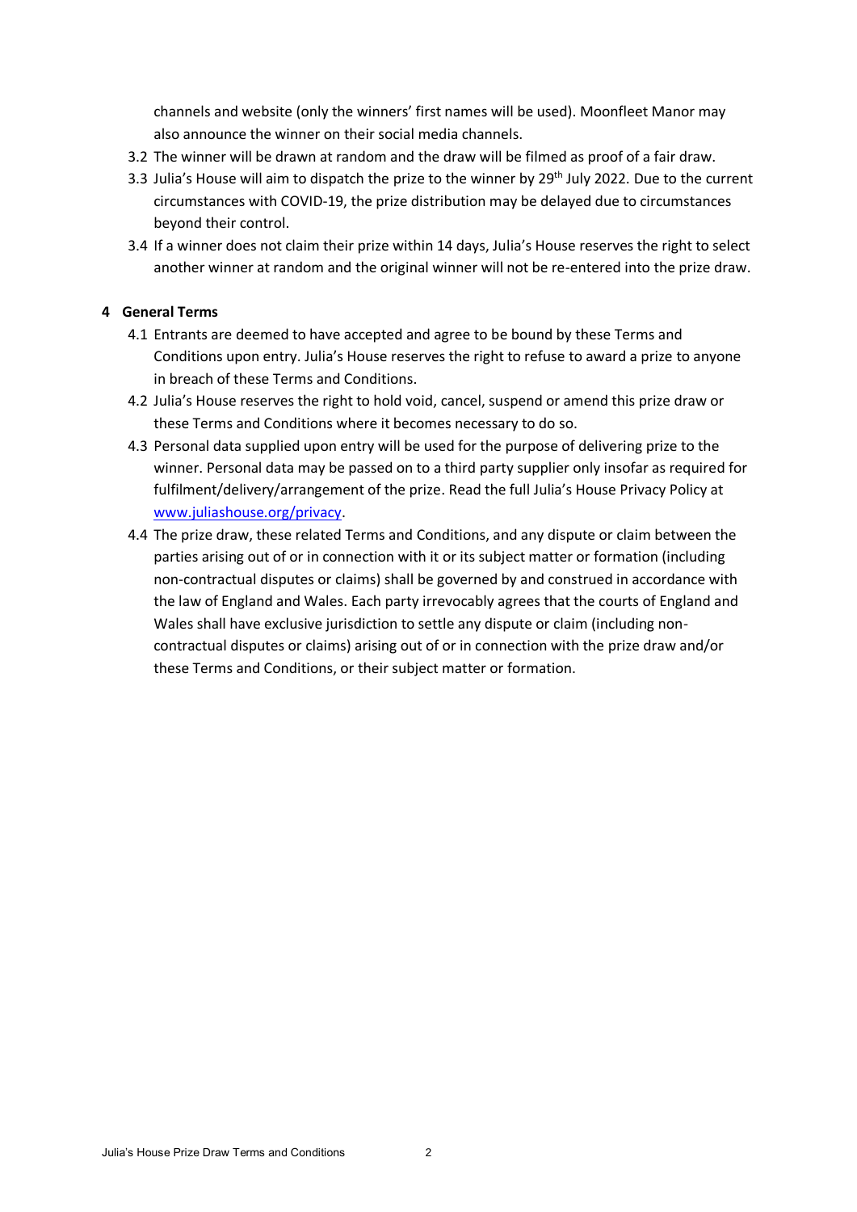channels and website (only the winners' first names will be used). Moonfleet Manor may also announce the winner on their social media channels.

3.2 The winner will be drawn at random and the draw will be filmed as proof of a fair draw.

3.3 Julia's House will aim to dispatch the prize to the winner by 29th July 2022. Due to the current circumstances with COVID-19, the prize distribution may be delayed due to circumstances beyond their control.

3.4 If a winner does not claim their prize within 14 days, Julia's House reserves the right to select another winner at random and the original winner will not be re-entered into the prize draw.

## 4 General Terms

4.1 Entrants are deemed to have accepted and agree to be bound by these Terms and Conditions upon entry. Julia's House reserves the right to refuse to award a prize to anyone in breach of these Terms and Conditions.

4.2 Julia's House reserves the right to hold void, cancel, suspend or amend this prize draw or these Terms and Conditions where it becomes necessary to do so.

4.3 Personal data supplied upon entry will be used for the purpose of delivering prize to the winner. Personal data may be passed on to a third party supplier only insofar as required for fulfilment/delivery/arrangement of the prize. Read the full Julia's House Privacy Policy at [www.juliashouse.org/privacy](http://www.juliashouse.org/privacy).

4.4 The prize draw, these related Terms and Conditions, and any dispute or claim between the parties arising out of or in connection with it or its subject matter or formation (including non-contractual disputes or claims) shall be governed by and construed in accordance with the law of England and Wales. Each party irrevocably agrees that the courts of England and Wales shall have exclusive jurisdiction to settle any dispute or claim (including non-contractual disputes or claims) arising out of or in connection with the prize draw and/or these Terms and Conditions, or their subject matter or formation.